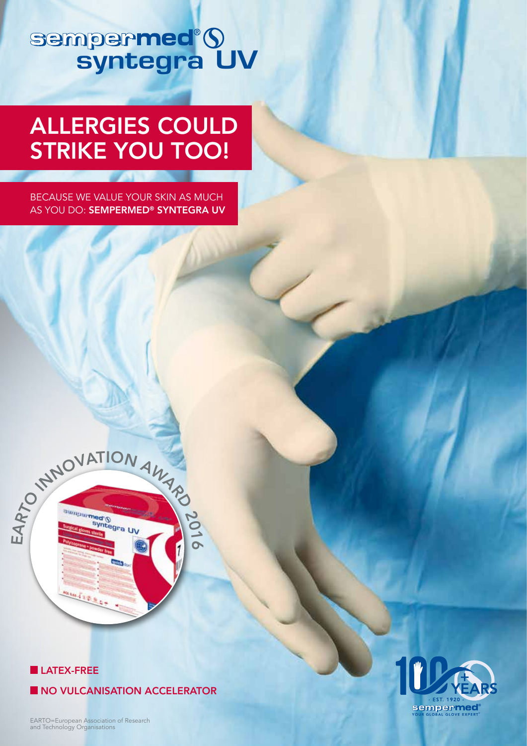# sempermed® syntegra UV

## ALLERGIES COULD STRIKE YOU TOO!

BECAUSE WE VALUE YOUR SKIN AS MUCH AS YOU DO: **SEMPERMED® SYNTEGRA UV**

EARTO INNOVATION AWARD 2016

- **LATEX-FREE**
- **NO VULCANISATION ACCELERATOR**

EARTO=European Association of Research and Technology Organisations

100+ YEARS - EST. 1920 - sempermed® YOUR GLOBAL GLOVE EXPERT®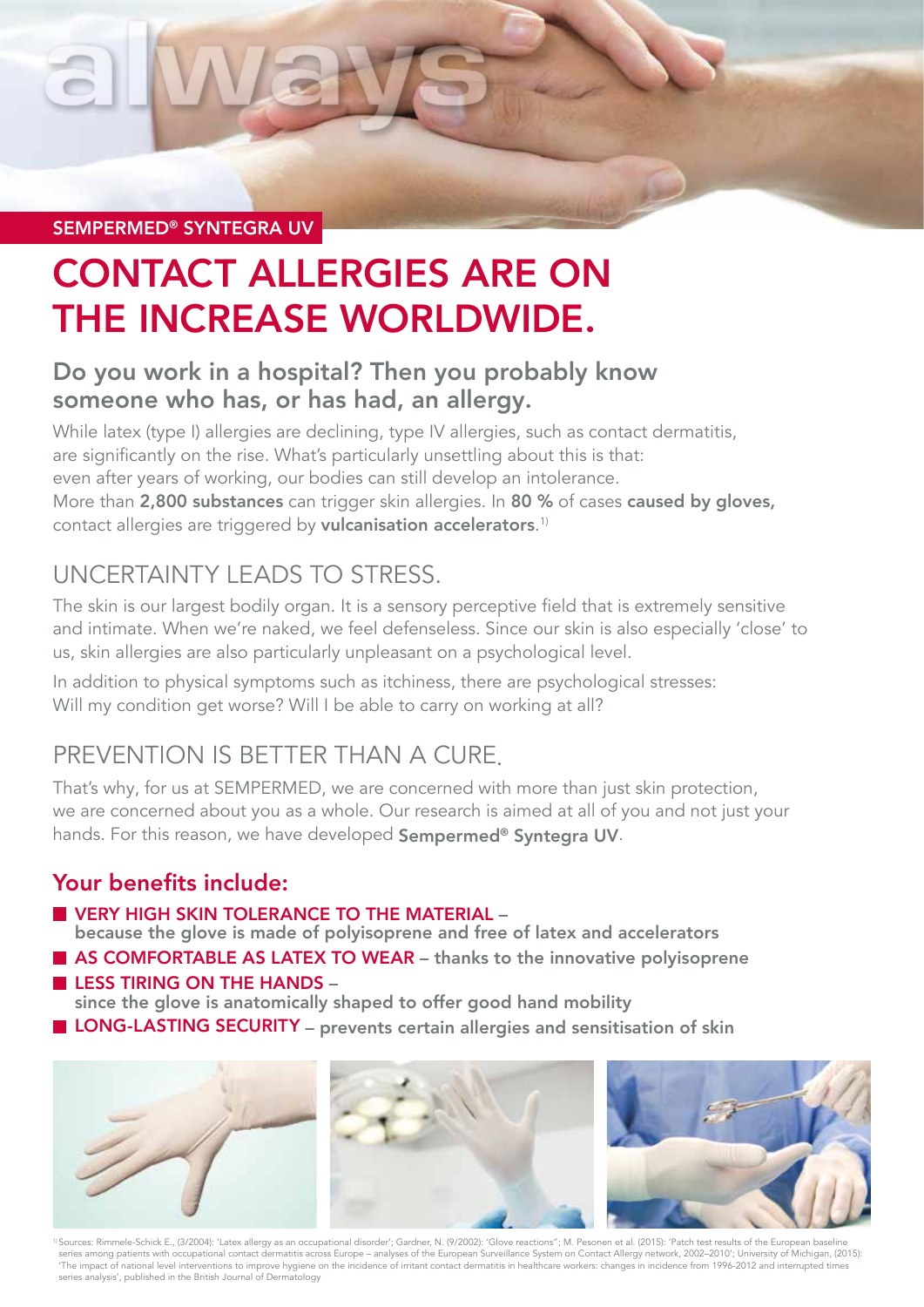SEMPERMED® SYNTEGRA UV

# CONTACT ALLERGIES ARE ON THE INCREASE WORLDWIDE.

### Do you work in a hospital? Then you probably know someone who has, or has had, an allergy.

While latex (type I) allergies are declining, type IV allergies, such as contact dermatitis, are significantly on the rise. What's particularly unsettling about this is that: even after years of working, our bodies can still develop an intolerance. More than **2,800 substances** can trigger skin allergies. In **80 %** of cases **caused by gloves,** contact allergies are triggered by **vulcanisation accelerators**.[1]

## UNCERTAINTY LEADS TO STRESS.

The skin is our largest bodily organ. It is a sensory perceptive field that is extremely sensitive and intimate. When we're naked, we feel defenseless. Since our skin is also especially 'close' to us, skin allergies are also particularly unpleasant on a psychological level.

In addition to physical symptoms such as itchiness, there are psychological stresses: Will my condition get worse? Will I be able to carry on working at all?

## PREVENTION IS BETTER THAN A CURE.

That's why, for us at SEMPERMED, we are concerned with more than just skin protection, we are concerned about you as a whole. Our research is aimed at all of you and not just your hands. For this reason, we have developed **Sempermed® Syntegra UV**.

### Your benefits include:

- **VERY HIGH SKIN TOLERANCE TO THE MATERIAL** – **because the glove is made of polyisoprene and free of latex and accelerators**
- **AS COMFORTABLE AS LATEX TO WEAR** – **thanks to the innovative polyisoprene**
- **LESS TIRING ON THE HANDS** – **since the glove is anatomically shaped to offer good hand mobility**
- **LONG-LASTING SECURITY** – **prevents certain allergies and sensitisation of skin**

[1] Sources: Rimmele-Schick E., (3/2004): 'Latex allergy as an occupational disorder'; Gardner, N. (9/2002): 'Glove reactions"; M. Pesonen et al. (2015): 'Patch test results of the European baseline series among patients with occupational contact dermatitis across Europe – analyses of the European Surveillance System on Contact Allergy network, 2002–2010'; University of Michigan, (2015): 'The impact of national level interventions to improve hygiene on the incidence of irritant contact dermatitis in healthcare workers: changes in incidence from 1996-2012 and interrupted times series analysis', published in the British Journal of Dermatology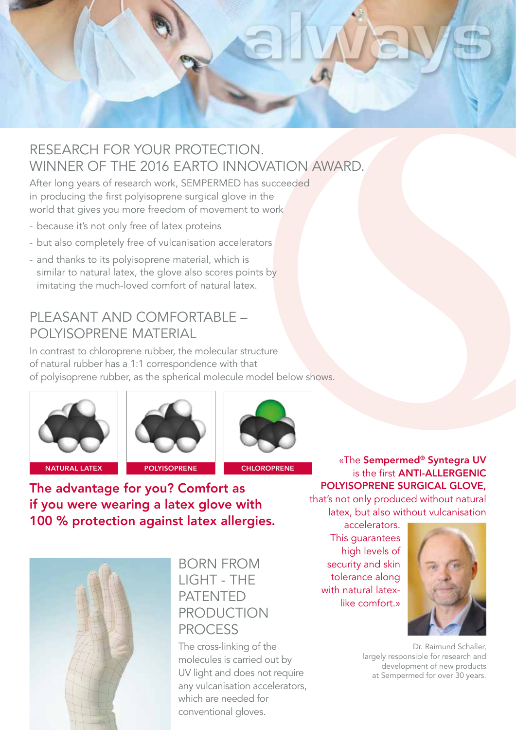## RESEARCH FOR YOUR PROTECTION. WINNER OF THE 2016 EARTO INNOVATION AWARD.

After long years of research work, SEMPERMED has succeeded in producing the first polyisoprene surgical glove in the world that gives you more freedom of movement to work

- because it's not only free of latex proteins
- but also completely free of vulcanisation accelerators
- and thanks to its polyisoprene material, which is similar to natural latex, the glove also scores points by imitating the much-loved comfort of natural latex.

## PLEASANT AND COMFORTABLE – POLYISOPRENE MATERIAL

In contrast to chloroprene rubber, the molecular structure of natural rubber has a 1:1 correspondence with that of polyisoprene rubber, as the spherical molecule model below shows.

NATURAL LATEX

POLYISOPRENE

CHLOROPRENE

**The advantage for you? Comfort as if you were wearing a latex glove with 100 % protection against latex allergies.**

«The **Sempermed® Syntegra UV** is the first **ANTI-ALLERGENIC POLYISOPRENE SURGICAL GLOVE,** that's not only produced without natural latex, but also without vulcanisation accelerators. This guarantees high levels of security and skin tolerance along with natural latex-like comfort.»

Dr. Raimund Schaller, largely responsible for research and development of new products at Sempermed for over 30 years.

## BORN FROM LIGHT - THE PATENTED PRODUCTION PROCESS

The cross-linking of the molecules is carried out by UV light and does not require any vulcanisation accelerators, which are needed for conventional gloves.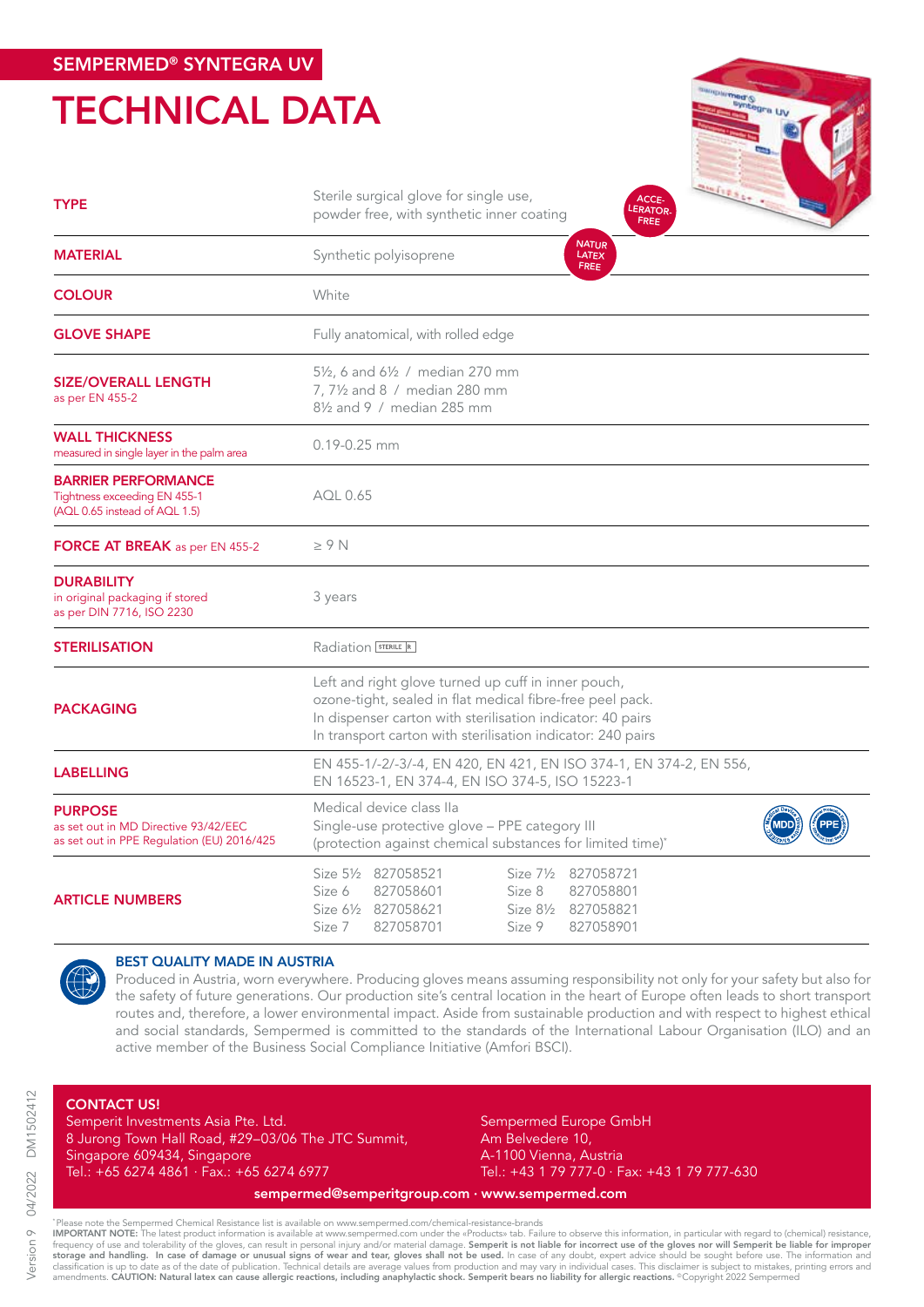SEMPERMED® SYNTEGRA UV

# TECHNICAL DATA

| | |
|---|---|
| **TYPE** | Sterile surgical glove for single use, powder free, with synthetic inner coating (ACCELERATOR-FREE) |
| **MATERIAL** | Synthetic polyisoprene (NATUR LATEX FREE) |
| **COLOUR** | White |
| **GLOVE SHAPE** | Fully anatomical, with rolled edge |
| **SIZE/OVERALL LENGTH** as per EN 455-2 | 5½, 6 and 6½ / median 270 mm<br>7, 7½ and 8 / median 280 mm<br>8½ and 9 / median 285 mm |
| **WALL THICKNESS** measured in single layer in the palm area | 0.19-0.25 mm |
| **BARRIER PERFORMANCE** Tightness exceeding EN 455-1 (AQL 0.65 instead of AQL 1.5) | AQL 0.65 |
| **FORCE AT BREAK** as per EN 455-2 | ≥ 9 N |
| **DURABILITY** in original packaging if stored as per DIN 7716, ISO 2230 | 3 years |
| **STERILISATION** | Radiation STERILE R |
| **PACKAGING** | Left and right glove turned up cuff in inner pouch, ozone-tight, sealed in flat medical fibre-free peel pack.<br>In dispenser carton with sterilisation indicator: 40 pairs<br>In transport carton with sterilisation indicator: 240 pairs |
| **LABELLING** | EN 455-1/-2/-3/-4, EN 420, EN 421, EN ISO 374-1, EN 374-2, EN 556, EN 16523-1, EN 374-4, EN ISO 374-5, ISO 15223-1 |
| **PURPOSE** as set out in MD Directive 93/42/EEC as set out in PPE Regulation (EU) 2016/425 | Medical device class IIa<br>Single-use protective glove – PPE category III (protection against chemical substances for limited time)* |
| **ARTICLE NUMBERS** | Size 5½ 827058521<br>Size 6 827058601<br>Size 6½ 827058621<br>Size 7 827058701<br>Size 7½ 827058721<br>Size 8 827058801<br>Size 8½ 827058821<br>Size 9 827058901 |

## BEST QUALITY MADE IN AUSTRIA

Produced in Austria, worn everywhere. Producing gloves means assuming responsibility not only for your safety but also for the safety of future generations. Our production site's central location in the heart of Europe often leads to short transport routes and, therefore, a lower environmental impact. Aside from sustainable production and with respect to highest ethical and social standards, Sempermed is committed to the standards of the International Labour Organisation (ILO) and an active member of the Business Social Compliance Initiative (Amfori BSCI).

## CONTACT US!

Semperit Investments Asia Pte. Ltd.
8 Jurong Town Hall Road, #29–03/06 The JTC Summit,
Singapore 609434, Singapore
Tel.: +65 6274 4861 · Fax.: +65 6274 6977

Sempermed Europe GmbH
Am Belvedere 10,
A-1100 Vienna, Austria
Tel.: +43 1 79 777-0 · Fax: +43 1 79 777-630

sempermed@semperitgroup.com · www.sempermed.com

*Please note the Sempermed Chemical Resistance list is available on www.sempermed.com/chemical-resistance-brands

**IMPORTANT NOTE:** The latest product information is available at www.sempermed.com under the «Products» tab. Failure to observe this information, in particular with regard to (chemical) resistance, frequency of use and tolerability of the gloves, can result in personal injury and/or material damage. **Semperit is not liable for incorrect use of the gloves nor will Semperit be liable for improper storage and handling. In case of damage or unusual signs of wear and tear, gloves shall not be used.** In case of any doubt, expert advice should be sought before use. The information and classification is up to date as of the date of publication. Technical details are average values from production and may vary in individual cases. This disclaimer is subject to mistakes, printing errors and amendments. **CAUTION: Natural latex can cause allergic reactions, including anaphylactic shock. Semperit bears no liability for allergic reactions.** ©Copyright 2022 Sempermed

Version 9 04/2022 DM1502412